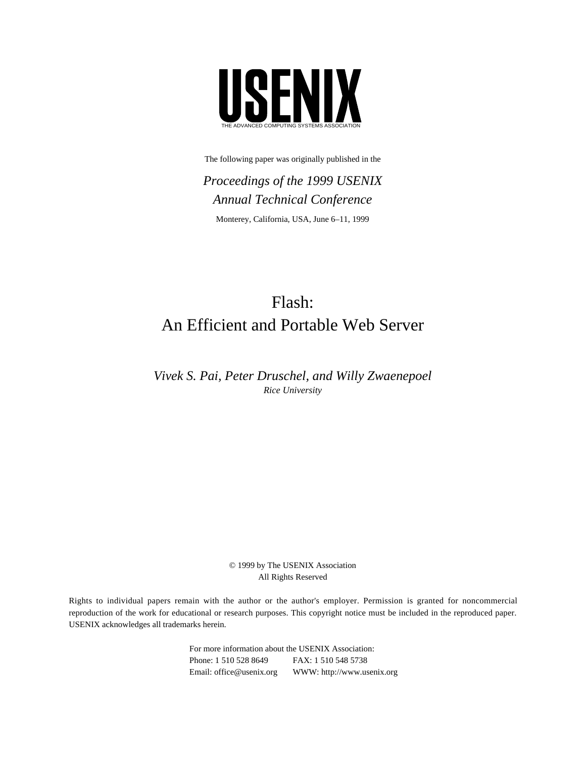# USENIX

THE ADVANCED COMPUTING SYSTEMS ASSOCIATION

The following paper was originally published in the

*Proceedings of the 1999 USENIX Annual Technical Conference*

Monterey, California, USA, June 6–11, 1999

# Flash: An Efficient and Portable Web Server

*Vivek S. Pai, Peter Druschel, and Willy Zwaenepoel*

*Rice University*

© 1999 by The USENIX Association
All Rights Reserved

Rights to individual papers remain with the author or the author's employer. Permission is granted for noncommercial reproduction of the work for educational or research purposes. This copyright notice must be included in the reproduced paper. USENIX acknowledges all trademarks herein.

For more information about the USENIX Association:
Phone: 1 510 528 8649 FAX: 1 510 548 5738
Email: office@usenix.org WWW: http://www.usenix.org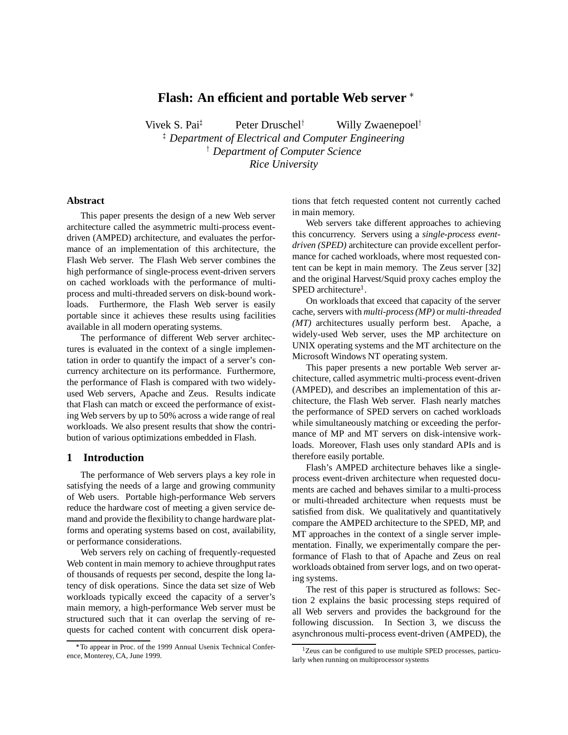# Flash: An efficient and portable Web server *

Vivek S. Pai‡ Peter Druschel† Willy Zwaenepoel†

‡ *Department of Electrical and Computer Engineering*

† *Department of Computer Science*

*Rice University*

## Abstract

This paper presents the design of a new Web server architecture called the asymmetric multi-process event-driven (AMPED) architecture, and evaluates the performance of an implementation of this architecture, the Flash Web server. The Flash Web server combines the high performance of single-process event-driven servers on cached workloads with the performance of multi-process and multi-threaded servers on disk-bound workloads. Furthermore, the Flash Web server is easily portable since it achieves these results using facilities available in all modern operating systems.

The performance of different Web server architectures is evaluated in the context of a single implementation in order to quantify the impact of a server's concurrency architecture on its performance. Furthermore, the performance of Flash is compared with two widely-used Web servers, Apache and Zeus. Results indicate that Flash can match or exceed the performance of existing Web servers by up to 50% across a wide range of real workloads. We also present results that show the contribution of various optimizations embedded in Flash.

## 1 Introduction

The performance of Web servers plays a key role in satisfying the needs of a large and growing community of Web users. Portable high-performance Web servers reduce the hardware cost of meeting a given service demand and provide the flexibility to change hardware platforms and operating systems based on cost, availability, or performance considerations.

Web servers rely on caching of frequently-requested Web content in main memory to achieve throughput rates of thousands of requests per second, despite the long latency of disk operations. Since the data set size of Web workloads typically exceed the capacity of a server's main memory, a high-performance Web server must be structured such that it can overlap the serving of requests for cached content with concurrent disk operations that fetch requested content not currently cached in main memory.

Web servers take different approaches to achieving this concurrency. Servers using a *single-process event-driven (SPED)* architecture can provide excellent performance for cached workloads, where most requested content can be kept in main memory. The Zeus server [32] and the original Harvest/Squid proxy caches employ the SPED architecture[1].

On workloads that exceed that capacity of the server cache, servers with *multi-process (MP)* or *multi-threaded (MT)* architectures usually perform best. Apache, a widely-used Web server, uses the MP architecture on UNIX operating systems and the MT architecture on the Microsoft Windows NT operating system.

This paper presents a new portable Web server architecture, called asymmetric multi-process event-driven (AMPED), and describes an implementation of this architecture, the Flash Web server. Flash nearly matches the performance of SPED servers on cached workloads while simultaneously matching or exceeding the performance of MP and MT servers on disk-intensive workloads. Moreover, Flash uses only standard APIs and is therefore easily portable.

Flash's AMPED architecture behaves like a single-process event-driven architecture when requested documents are cached and behaves similar to a multi-process or multi-threaded architecture when requests must be satisfied from disk. We qualitatively and quantitatively compare the AMPED architecture to the SPED, MP, and MT approaches in the context of a single server implementation. Finally, we experimentally compare the performance of Flash to that of Apache and Zeus on real workloads obtained from server logs, and on two operating systems.

The rest of this paper is structured as follows: Section 2 explains the basic processing steps required of all Web servers and provides the background for the following discussion. In Section 3, we discuss the asynchronous multi-process event-driven (AMPED), the

*To appear in Proc. of the 1999 Annual Usenix Technical Conference, Monterey, CA, June 1999.

[1] Zeus can be configured to use multiple SPED processes, particularly when running on multiprocessor systems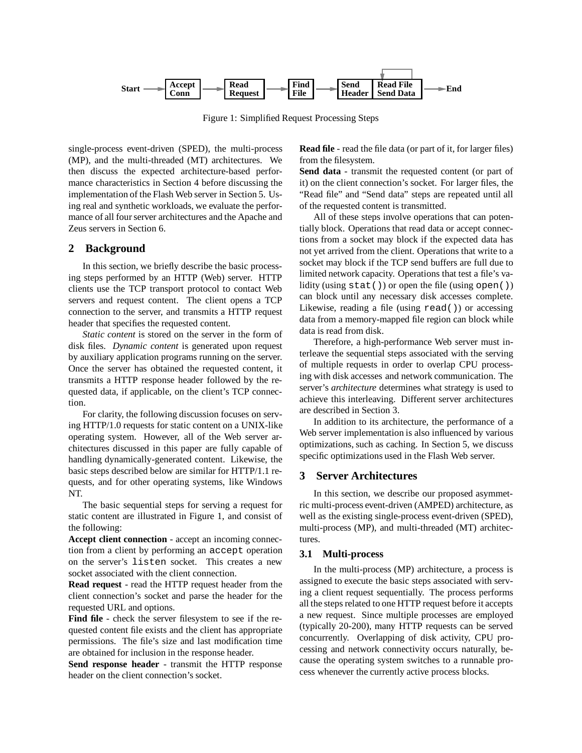Start → Accept Conn → Read Request → Find File → Send Header → Read File Send Data → End

Figure 1: Simplified Request Processing Steps

single-process event-driven (SPED), the multi-process (MP), and the multi-threaded (MT) architectures. We then discuss the expected architecture-based performance characteristics in Section 4 before discussing the implementation of the Flash Web server in Section 5. Using real and synthetic workloads, we evaluate the performance of all four server architectures and the Apache and Zeus servers in Section 6.

## 2 Background

In this section, we briefly describe the basic processing steps performed by an HTTP (Web) server. HTTP clients use the TCP transport protocol to contact Web servers and request content. The client opens a TCP connection to the server, and transmits a HTTP request header that specifies the requested content.

*Static content* is stored on the server in the form of disk files. *Dynamic content* is generated upon request by auxiliary application programs running on the server. Once the server has obtained the requested content, it transmits a HTTP response header followed by the requested data, if applicable, on the client's TCP connection.

For clarity, the following discussion focuses on serving HTTP/1.0 requests for static content on a UNIX-like operating system. However, all of the Web server architectures discussed in this paper are fully capable of handling dynamically-generated content. Likewise, the basic steps described below are similar for HTTP/1.1 requests, and for other operating systems, like Windows NT.

The basic sequential steps for serving a request for static content are illustrated in Figure 1, and consist of the following:

**Accept client connection** - accept an incoming connection from a client by performing an `accept` operation on the server's `listen` socket. This creates a new socket associated with the client connection.

**Read request** - read the HTTP request header from the client connection's socket and parse the header for the requested URL and options.

**Find file** - check the server filesystem to see if the requested content file exists and the client has appropriate permissions. The file's size and last modification time are obtained for inclusion in the response header.

**Send response header** - transmit the HTTP response header on the client connection's socket.

**Read file** - read the file data (or part of it, for larger files) from the filesystem.

**Send data** - transmit the requested content (or part of it) on the client connection's socket. For larger files, the "Read file" and "Send data" steps are repeated until all of the requested content is transmitted.

All of these steps involve operations that can potentially block. Operations that read data or accept connections from a socket may block if the expected data has not yet arrived from the client. Operations that write to a socket may block if the TCP send buffers are full due to limited network capacity. Operations that test a file's validity (using `stat()`) or open the file (using `open()`) can block until any necessary disk accesses complete. Likewise, reading a file (using `read()`) or accessing data from a memory-mapped file region can block while data is read from disk.

Therefore, a high-performance Web server must interleave the sequential steps associated with the serving of multiple requests in order to overlap CPU processing with disk accesses and network communication. The server's *architecture* determines what strategy is used to achieve this interleaving. Different server architectures are described in Section 3.

In addition to its architecture, the performance of a Web server implementation is also influenced by various optimizations, such as caching. In Section 5, we discuss specific optimizations used in the Flash Web server.

## 3 Server Architectures

In this section, we describe our proposed asymmetric multi-process event-driven (AMPED) architecture, as well as the existing single-process event-driven (SPED), multi-process (MP), and multi-threaded (MT) architectures.

### 3.1 Multi-process

In the multi-process (MP) architecture, a process is assigned to execute the basic steps associated with serving a client request sequentially. The process performs all the steps related to one HTTP request before it accepts a new request. Since multiple processes are employed (typically 20-200), many HTTP requests can be served concurrently. Overlapping of disk activity, CPU processing and network connectivity occurs naturally, because the operating system switches to a runnable process whenever the currently active process blocks.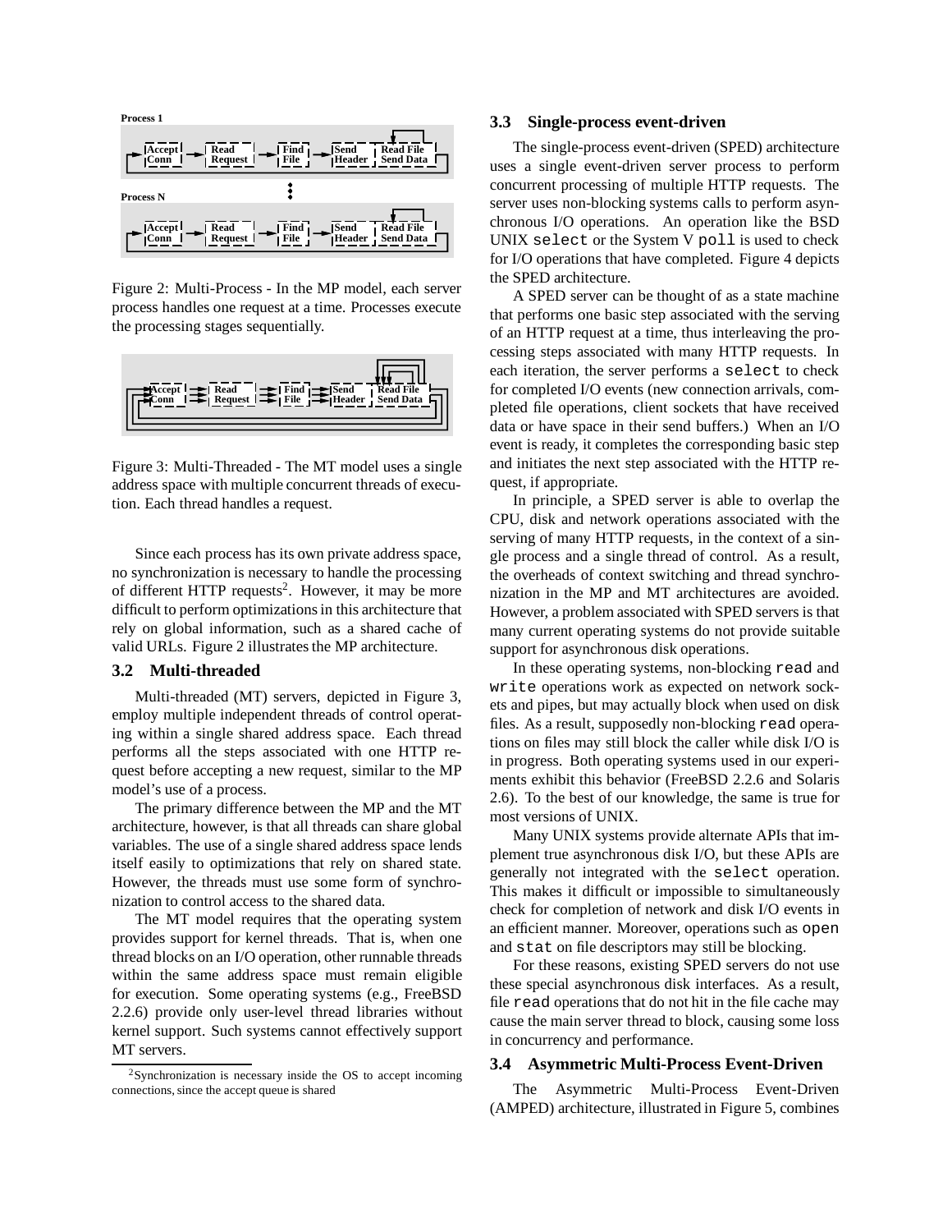Figure 2: Multi-Process - In the MP model, each server process handles one request at a time. Processes execute the processing stages sequentially.

Figure 3: Multi-Threaded - The MT model uses a single address space with multiple concurrent threads of execution. Each thread handles a request.

Since each process has its own private address space, no synchronization is necessary to handle the processing of different HTTP requests[2]. However, it may be more difficult to perform optimizations in this architecture that rely on global information, such as a shared cache of valid URLs. Figure 2 illustrates the MP architecture.

### 3.2 Multi-threaded

Multi-threaded (MT) servers, depicted in Figure 3, employ multiple independent threads of control operating within a single shared address space. Each thread performs all the steps associated with one HTTP request before accepting a new request, similar to the MP model's use of a process.

The primary difference between the MP and the MT architecture, however, is that all threads can share global variables. The use of a single shared address space lends itself easily to optimizations that rely on shared state. However, the threads must use some form of synchronization to control access to the shared data.

The MT model requires that the operating system provides support for kernel threads. That is, when one thread blocks on an I/O operation, other runnable threads within the same address space must remain eligible for execution. Some operating systems (e.g., FreeBSD 2.2.6) provide only user-level thread libraries without kernel support. Such systems cannot effectively support MT servers.

[2] Synchronization is necessary inside the OS to accept incoming connections, since the accept queue is shared

### 3.3 Single-process event-driven

The single-process event-driven (SPED) architecture uses a single event-driven server process to perform concurrent processing of multiple HTTP requests. The server uses non-blocking systems calls to perform asynchronous I/O operations. An operation like the BSD UNIX `select` or the System V `poll` is used to check for I/O operations that have completed. Figure 4 depicts the SPED architecture.

A SPED server can be thought of as a state machine that performs one basic step associated with the serving of an HTTP request at a time, thus interleaving the processing steps associated with many HTTP requests. In each iteration, the server performs a `select` to check for completed I/O events (new connection arrivals, completed file operations, client sockets that have received data or have space in their send buffers.) When an I/O event is ready, it completes the corresponding basic step and initiates the next step associated with the HTTP request, if appropriate.

In principle, a SPED server is able to overlap the CPU, disk and network operations associated with the serving of many HTTP requests, in the context of a single process and a single thread of control. As a result, the overheads of context switching and thread synchronization in the MP and MT architectures are avoided. However, a problem associated with SPED servers is that many current operating systems do not provide suitable support for asynchronous disk operations.

In these operating systems, non-blocking `read` and `write` operations work as expected on network sockets and pipes, but may actually block when used on disk files. As a result, supposedly non-blocking `read` operations on files may still block the caller while disk I/O is in progress. Both operating systems used in our experiments exhibit this behavior (FreeBSD 2.2.6 and Solaris 2.6). To the best of our knowledge, the same is true for most versions of UNIX.

Many UNIX systems provide alternate APIs that implement true asynchronous disk I/O, but these APIs are generally not integrated with the `select` operation. This makes it difficult or impossible to simultaneously check for completion of network and disk I/O events in an efficient manner. Moreover, operations such as `open` and `stat` on file descriptors may still be blocking.

For these reasons, existing SPED servers do not use these special asynchronous disk interfaces. As a result, file `read` operations that do not hit in the file cache may cause the main server thread to block, causing some loss in concurrency and performance.

### 3.4 Asymmetric Multi-Process Event-Driven

The Asymmetric Multi-Process Event-Driven (AMPED) architecture, illustrated in Figure 5, combines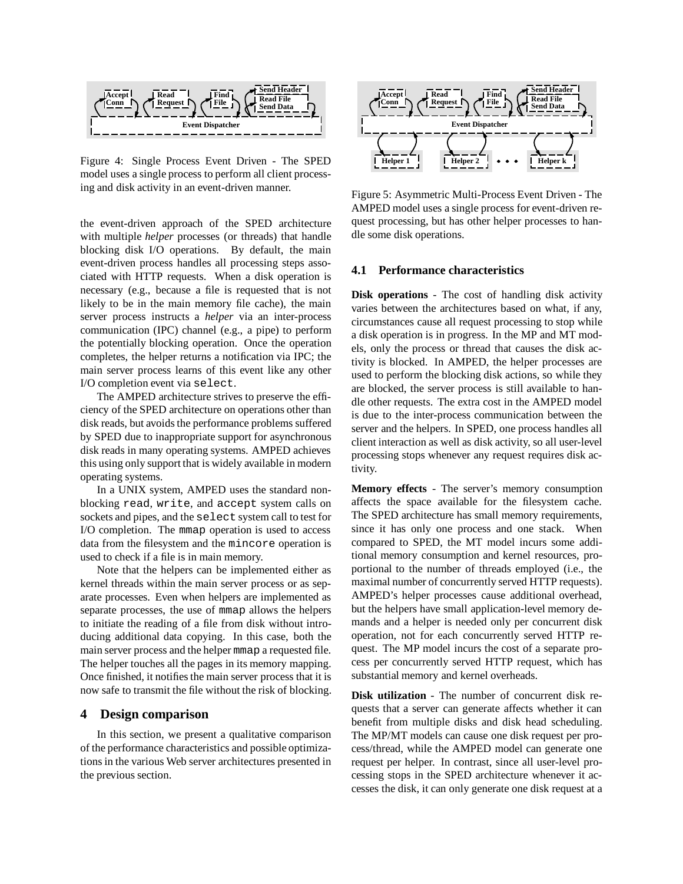Figure 4: Single Process Event Driven - The SPED model uses a single process to perform all client processing and disk activity in an event-driven manner.

Figure 5: Asymmetric Multi-Process Event Driven - The AMPED model uses a single process for event-driven request processing, but has other helper processes to handle some disk operations.

the event-driven approach of the SPED architecture with multiple *helper* processes (or threads) that handle blocking disk I/O operations. By default, the main event-driven process handles all processing steps associated with HTTP requests. When a disk operation is necessary (e.g., because a file is requested that is not likely to be in the main memory file cache), the main server process instructs a *helper* via an inter-process communication (IPC) channel (e.g., a pipe) to perform the potentially blocking operation. Once the operation completes, the helper returns a notification via IPC; the main server process learns of this event like any other I/O completion event via `select`.

The AMPED architecture strives to preserve the efficiency of the SPED architecture on operations other than disk reads, but avoids the performance problems suffered by SPED due to inappropriate support for asynchronous disk reads in many operating systems. AMPED achieves this using only support that is widely available in modern operating systems.

In a UNIX system, AMPED uses the standard non-blocking `read`, `write`, and `accept` system calls on sockets and pipes, and the `select` system call to test for I/O completion. The `mmap` operation is used to access data from the filesystem and the `mincore` operation is used to check if a file is in main memory.

Note that the helpers can be implemented either as kernel threads within the main server process or as separate processes. Even when helpers are implemented as separate processes, the use of `mmap` allows the helpers to initiate the reading of a file from disk without introducing additional data copying. In this case, both the main server process and the helper `mmap` a requested file. The helper touches all the pages in its memory mapping. Once finished, it notifies the main server process that it is now safe to transmit the file without the risk of blocking.

# 4 Design comparison

In this section, we present a qualitative comparison of the performance characteristics and possible optimizations in the various Web server architectures presented in the previous section.

## 4.1 Performance characteristics

**Disk operations** - The cost of handling disk activity varies between the architectures based on what, if any, circumstances cause all request processing to stop while a disk operation is in progress. In the MP and MT models, only the process or thread that causes the disk activity is blocked. In AMPED, the helper processes are used to perform the blocking disk actions, so while they are blocked, the server process is still available to handle other requests. The extra cost in the AMPED model is due to the inter-process communication between the server and the helpers. In SPED, one process handles all client interaction as well as disk activity, so all user-level processing stops whenever any request requires disk activity.

**Memory effects** - The server's memory consumption affects the space available for the filesystem cache. The SPED architecture has small memory requirements, since it has only one process and one stack. When compared to SPED, the MT model incurs some additional memory consumption and kernel resources, proportional to the number of threads employed (i.e., the maximal number of concurrently served HTTP requests). AMPED's helper processes cause additional overhead, but the helpers have small application-level memory demands and a helper is needed only per concurrent disk operation, not for each concurrently served HTTP request. The MP model incurs the cost of a separate process per concurrently served HTTP request, which has substantial memory and kernel overheads.

**Disk utilization** - The number of concurrent disk requests that a server can generate affects whether it can benefit from multiple disks and disk head scheduling. The MP/MT models can cause one disk request per process/thread, while the AMPED model can generate one request per helper. In contrast, since all user-level processing stops in the SPED architecture whenever it accesses the disk, it can only generate one disk request at a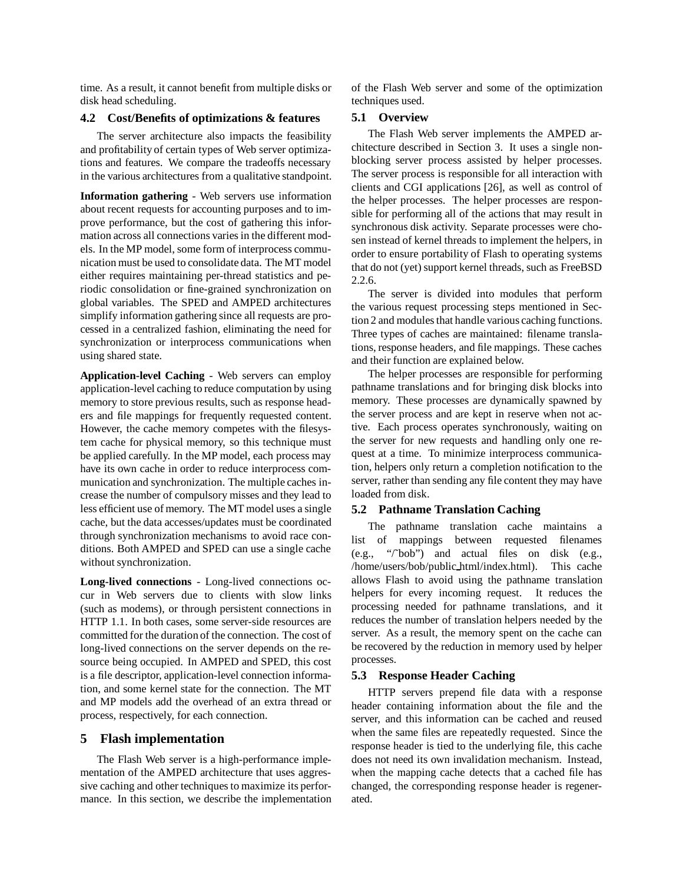time. As a result, it cannot benefit from multiple disks or disk head scheduling.

### 4.2 Cost/Benefits of optimizations & features

The server architecture also impacts the feasibility and profitability of certain types of Web server optimizations and features. We compare the tradeoffs necessary in the various architectures from a qualitative standpoint.

**Information gathering** - Web servers use information about recent requests for accounting purposes and to improve performance, but the cost of gathering this information across all connections varies in the different models. In the MP model, some form of interprocess communication must be used to consolidate data. The MT model either requires maintaining per-thread statistics and periodic consolidation or fine-grained synchronization on global variables. The SPED and AMPED architectures simplify information gathering since all requests are processed in a centralized fashion, eliminating the need for synchronization or interprocess communications when using shared state.

**Application-level Caching** - Web servers can employ application-level caching to reduce computation by using memory to store previous results, such as response headers and file mappings for frequently requested content. However, the cache memory competes with the filesystem cache for physical memory, so this technique must be applied carefully. In the MP model, each process may have its own cache in order to reduce interprocess communication and synchronization. The multiple caches increase the number of compulsory misses and they lead to less efficient use of memory. The MT model uses a single cache, but the data accesses/updates must be coordinated through synchronization mechanisms to avoid race conditions. Both AMPED and SPED can use a single cache without synchronization.

**Long-lived connections** - Long-lived connections occur in Web servers due to clients with slow links (such as modems), or through persistent connections in HTTP 1.1. In both cases, some server-side resources are committed for the duration of the connection. The cost of long-lived connections on the server depends on the resource being occupied. In AMPED and SPED, this cost is a file descriptor, application-level connection information, and some kernel state for the connection. The MT and MP models add the overhead of an extra thread or process, respectively, for each connection.

## 5 Flash implementation

The Flash Web server is a high-performance implementation of the AMPED architecture that uses aggressive caching and other techniques to maximize its performance. In this section, we describe the implementation of the Flash Web server and some of the optimization techniques used.

### 5.1 Overview

The Flash Web server implements the AMPED architecture described in Section 3. It uses a single non-blocking server process assisted by helper processes. The server process is responsible for all interaction with clients and CGI applications [26], as well as control of the helper processes. The helper processes are responsible for performing all of the actions that may result in synchronous disk activity. Separate processes were chosen instead of kernel threads to implement the helpers, in order to ensure portability of Flash to operating systems that do not (yet) support kernel threads, such as FreeBSD 2.2.6.

The server is divided into modules that perform the various request processing steps mentioned in Section 2 and modules that handle various caching functions. Three types of caches are maintained: filename translations, response headers, and file mappings. These caches and their function are explained below.

The helper processes are responsible for performing pathname translations and for bringing disk blocks into memory. These processes are dynamically spawned by the server process and are kept in reserve when not active. Each process operates synchronously, waiting on the server for new requests and handling only one request at a time. To minimize interprocess communication, helpers only return a completion notification to the server, rather than sending any file content they may have loaded from disk.

### 5.2 Pathname Translation Caching

The pathname translation cache maintains a list of mappings between requested filenames (e.g., "/~bob") and actual files on disk (e.g., /home/users/bob/public_html/index.html). This cache allows Flash to avoid using the pathname translation helpers for every incoming request. It reduces the processing needed for pathname translations, and it reduces the number of translation helpers needed by the server. As a result, the memory spent on the cache can be recovered by the reduction in memory used by helper processes.

### 5.3 Response Header Caching

HTTP servers prepend file data with a response header containing information about the file and the server, and this information can be cached and reused when the same files are repeatedly requested. Since the response header is tied to the underlying file, this cache does not need its own invalidation mechanism. Instead, when the mapping cache detects that a cached file has changed, the corresponding response header is regenerated.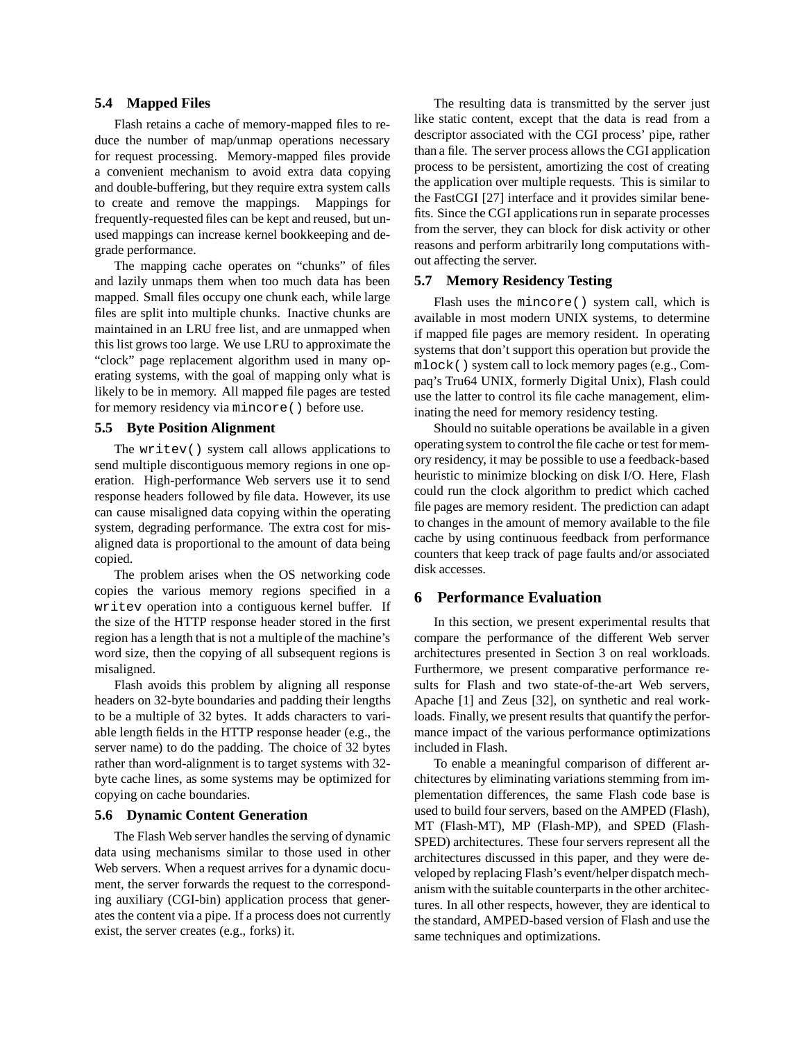### 5.4 Mapped Files

Flash retains a cache of memory-mapped files to reduce the number of map/unmap operations necessary for request processing. Memory-mapped files provide a convenient mechanism to avoid extra data copying and double-buffering, but they require extra system calls to create and remove the mappings. Mappings for frequently-requested files can be kept and reused, but unused mappings can increase kernel bookkeeping and degrade performance.

The mapping cache operates on "chunks" of files and lazily unmaps them when too much data has been mapped. Small files occupy one chunk each, while large files are split into multiple chunks. Inactive chunks are maintained in an LRU free list, and are unmapped when this list grows too large. We use LRU to approximate the "clock" page replacement algorithm used in many operating systems, with the goal of mapping only what is likely to be in memory. All mapped file pages are tested for memory residency via `mincore()` before use.

### 5.5 Byte Position Alignment

The `writev()` system call allows applications to send multiple discontiguous memory regions in one operation. High-performance Web servers use it to send response headers followed by file data. However, its use can cause misaligned data copying within the operating system, degrading performance. The extra cost for misaligned data is proportional to the amount of data being copied.

The problem arises when the OS networking code copies the various memory regions specified in a `writev` operation into a contiguous kernel buffer. If the size of the HTTP response header stored in the first region has a length that is not a multiple of the machine's word size, then the copying of all subsequent regions is misaligned.

Flash avoids this problem by aligning all response headers on 32-byte boundaries and padding their lengths to be a multiple of 32 bytes. It adds characters to variable length fields in the HTTP response header (e.g., the server name) to do the padding. The choice of 32 bytes rather than word-alignment is to target systems with 32-byte cache lines, as some systems may be optimized for copying on cache boundaries.

### 5.6 Dynamic Content Generation

The Flash Web server handles the serving of dynamic data using mechanisms similar to those used in other Web servers. When a request arrives for a dynamic document, the server forwards the request to the corresponding auxiliary (CGI-bin) application process that generates the content via a pipe. If a process does not currently exist, the server creates (e.g., forks) it.

The resulting data is transmitted by the server just like static content, except that the data is read from a descriptor associated with the CGI process' pipe, rather than a file. The server process allows the CGI application process to be persistent, amortizing the cost of creating the application over multiple requests. This is similar to the FastCGI [27] interface and it provides similar benefits. Since the CGI applications run in separate processes from the server, they can block for disk activity or other reasons and perform arbitrarily long computations without affecting the server.

### 5.7 Memory Residency Testing

Flash uses the `mincore()` system call, which is available in most modern UNIX systems, to determine if mapped file pages are memory resident. In operating systems that don't support this operation but provide the `mlock()` system call to lock memory pages (e.g., Compaq's Tru64 UNIX, formerly Digital Unix), Flash could use the latter to control its file cache management, eliminating the need for memory residency testing.

Should no suitable operations be available in a given operating system to control the file cache or test for memory residency, it may be possible to use a feedback-based heuristic to minimize blocking on disk I/O. Here, Flash could run the clock algorithm to predict which cached file pages are memory resident. The prediction can adapt to changes in the amount of memory available to the file cache by using continuous feedback from performance counters that keep track of page faults and/or associated disk accesses.

## 6 Performance Evaluation

In this section, we present experimental results that compare the performance of the different Web server architectures presented in Section 3 on real workloads. Furthermore, we present comparative performance results for Flash and two state-of-the-art Web servers, Apache [1] and Zeus [32], on synthetic and real workloads. Finally, we present results that quantify the performance impact of the various performance optimizations included in Flash.

To enable a meaningful comparison of different architectures by eliminating variations stemming from implementation differences, the same Flash code base is used to build four servers, based on the AMPED (Flash), MT (Flash-MT), MP (Flash-MP), and SPED (Flash-SPED) architectures. These four servers represent all the architectures discussed in this paper, and they were developed by replacing Flash's event/helper dispatch mechanism with the suitable counterparts in the other architectures. In all other respects, however, they are identical to the standard, AMPED-based version of Flash and use the same techniques and optimizations.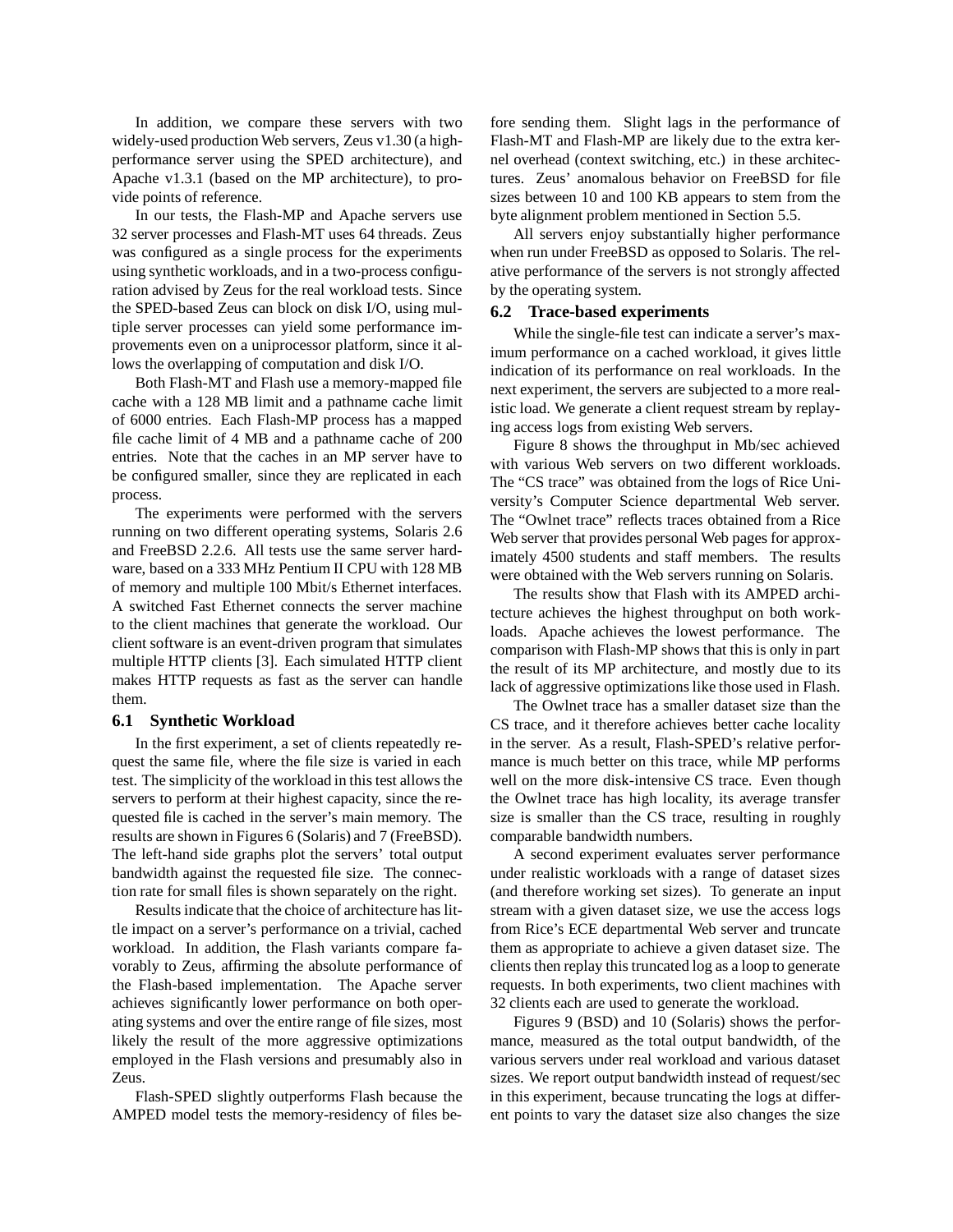In addition, we compare these servers with two widely-used production Web servers, Zeus v1.30 (a high-performance server using the SPED architecture), and Apache v1.3.1 (based on the MP architecture), to provide points of reference.

In our tests, the Flash-MP and Apache servers use 32 server processes and Flash-MT uses 64 threads. Zeus was configured as a single process for the experiments using synthetic workloads, and in a two-process configuration advised by Zeus for the real workload tests. Since the SPED-based Zeus can block on disk I/O, using multiple server processes can yield some performance improvements even on a uniprocessor platform, since it allows the overlapping of computation and disk I/O.

Both Flash-MT and Flash use a memory-mapped file cache with a 128 MB limit and a pathname cache limit of 6000 entries. Each Flash-MP process has a mapped file cache limit of 4 MB and a pathname cache of 200 entries. Note that the caches in an MP server have to be configured smaller, since they are replicated in each process.

The experiments were performed with the servers running on two different operating systems, Solaris 2.6 and FreeBSD 2.2.6. All tests use the same server hardware, based on a 333 MHz Pentium II CPU with 128 MB of memory and multiple 100 Mbit/s Ethernet interfaces. A switched Fast Ethernet connects the server machine to the client machines that generate the workload. Our client software is an event-driven program that simulates multiple HTTP clients [3]. Each simulated HTTP client makes HTTP requests as fast as the server can handle them.

### 6.1 Synthetic Workload

In the first experiment, a set of clients repeatedly request the same file, where the file size is varied in each test. The simplicity of the workload in this test allows the servers to perform at their highest capacity, since the requested file is cached in the server's main memory. The results are shown in Figures 6 (Solaris) and 7 (FreeBSD). The left-hand side graphs plot the servers' total output bandwidth against the requested file size. The connection rate for small files is shown separately on the right.

Results indicate that the choice of architecture has little impact on a server's performance on a trivial, cached workload. In addition, the Flash variants compare favorably to Zeus, affirming the absolute performance of the Flash-based implementation. The Apache server achieves significantly lower performance on both operating systems and over the entire range of file sizes, most likely the result of the more aggressive optimizations employed in the Flash versions and presumably also in Zeus.

Flash-SPED slightly outperforms Flash because the AMPED model tests the memory-residency of files before sending them. Slight lags in the performance of Flash-MT and Flash-MP are likely due to the extra kernel overhead (context switching, etc.) in these architectures. Zeus' anomalous behavior on FreeBSD for file sizes between 10 and 100 KB appears to stem from the byte alignment problem mentioned in Section 5.5.

All servers enjoy substantially higher performance when run under FreeBSD as opposed to Solaris. The relative performance of the servers is not strongly affected by the operating system.

### 6.2 Trace-based experiments

While the single-file test can indicate a server's maximum performance on a cached workload, it gives little indication of its performance on real workloads. In the next experiment, the servers are subjected to a more realistic load. We generate a client request stream by replaying access logs from existing Web servers.

Figure 8 shows the throughput in Mb/sec achieved with various Web servers on two different workloads. The "CS trace" was obtained from the logs of Rice University's Computer Science departmental Web server. The "Owlnet trace" reflects traces obtained from a Rice Web server that provides personal Web pages for approximately 4500 students and staff members. The results were obtained with the Web servers running on Solaris.

The results show that Flash with its AMPED architecture achieves the highest throughput on both workloads. Apache achieves the lowest performance. The comparison with Flash-MP shows that this is only in part the result of its MP architecture, and mostly due to its lack of aggressive optimizations like those used in Flash.

The Owlnet trace has a smaller dataset size than the CS trace, and it therefore achieves better cache locality in the server. As a result, Flash-SPED's relative performance is much better on this trace, while MP performs well on the more disk-intensive CS trace. Even though the Owlnet trace has high locality, its average transfer size is smaller than the CS trace, resulting in roughly comparable bandwidth numbers.

A second experiment evaluates server performance under realistic workloads with a range of dataset sizes (and therefore working set sizes). To generate an input stream with a given dataset size, we use the access logs from Rice's ECE departmental Web server and truncate them as appropriate to achieve a given dataset size. The clients then replay this truncated log as a loop to generate requests. In both experiments, two client machines with 32 clients each are used to generate the workload.

Figures 9 (BSD) and 10 (Solaris) shows the performance, measured as the total output bandwidth, of the various servers under real workload and various dataset sizes. We report output bandwidth instead of request/sec in this experiment, because truncating the logs at different points to vary the dataset size also changes the size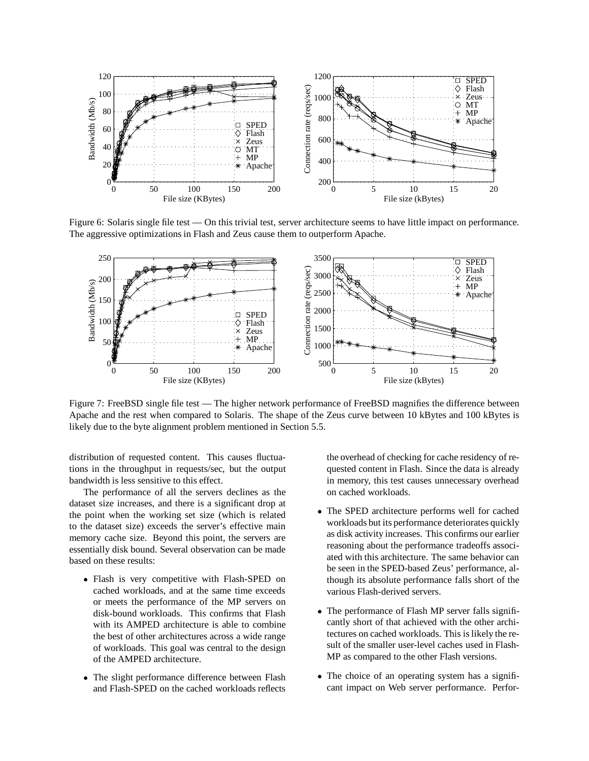Figure 6: Solaris single file test — On this trivial test, server architecture seems to have little impact on performance. The aggressive optimizations in Flash and Zeus cause them to outperform Apache.

Figure 7: FreeBSD single file test — The higher network performance of FreeBSD magnifies the difference between Apache and the rest when compared to Solaris. The shape of the Zeus curve between 10 kBytes and 100 kBytes is likely due to the byte alignment problem mentioned in Section 5.5.

distribution of requested content. This causes fluctuations in the throughput in requests/sec, but the output bandwidth is less sensitive to this effect.

The performance of all the servers declines as the dataset size increases, and there is a significant drop at the point when the working set size (which is related to the dataset size) exceeds the server's effective main memory cache size. Beyond this point, the servers are essentially disk bound. Several observation can be made based on these results:

- Flash is very competitive with Flash-SPED on cached workloads, and at the same time exceeds or meets the performance of the MP servers on disk-bound workloads. This confirms that Flash with its AMPED architecture is able to combine the best of other architectures across a wide range of workloads. This goal was central to the design of the AMPED architecture.
- The slight performance difference between Flash and Flash-SPED on the cached workloads reflects the overhead of checking for cache residency of requested content in Flash. Since the data is already in memory, this test causes unnecessary overhead on cached workloads.
- The SPED architecture performs well for cached workloads but its performance deteriorates quickly as disk activity increases. This confirms our earlier reasoning about the performance tradeoffs associated with this architecture. The same behavior can be seen in the SPED-based Zeus' performance, although its absolute performance falls short of the various Flash-derived servers.
- The performance of Flash MP server falls significantly short of that achieved with the other architectures on cached workloads. This is likely the result of the smaller user-level caches used in Flash-MP as compared to the other Flash versions.
- The choice of an operating system has a significant impact on Web server performance. Perfor-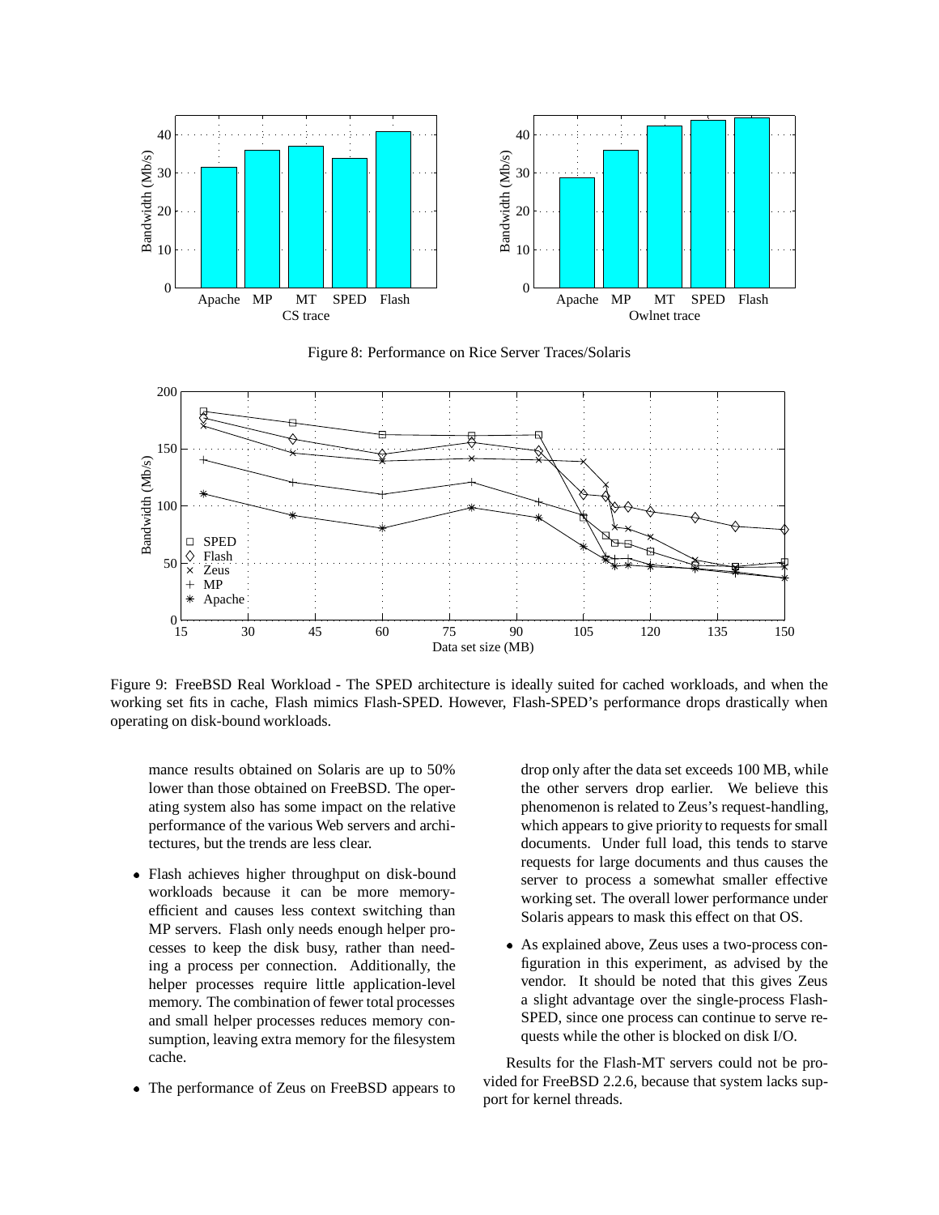Figure 8: Performance on Rice Server Traces/Solaris

Figure 9: FreeBSD Real Workload - The SPED architecture is ideally suited for cached workloads, and when the working set fits in cache, Flash mimics Flash-SPED. However, Flash-SPED's performance drops drastically when operating on disk-bound workloads.

mance results obtained on Solaris are up to 50% lower than those obtained on FreeBSD. The operating system also has some impact on the relative performance of the various Web servers and architectures, but the trends are less clear.

- Flash achieves higher throughput on disk-bound workloads because it can be more memory-efficient and causes less context switching than MP servers. Flash only needs enough helper processes to keep the disk busy, rather than needing a process per connection. Additionally, the helper processes require little application-level memory. The combination of fewer total processes and small helper processes reduces memory consumption, leaving extra memory for the filesystem cache.
- The performance of Zeus on FreeBSD appears to drop only after the data set exceeds 100 MB, while the other servers drop earlier. We believe this phenomenon is related to Zeus's request-handling, which appears to give priority to requests for small documents. Under full load, this tends to starve requests for large documents and thus causes the server to process a somewhat smaller effective working set. The overall lower performance under Solaris appears to mask this effect on that OS.
- As explained above, Zeus uses a two-process configuration in this experiment, as advised by the vendor. It should be noted that this gives Zeus a slight advantage over the single-process Flash-SPED, since one process can continue to serve requests while the other is blocked on disk I/O.

Results for the Flash-MT servers could not be provided for FreeBSD 2.2.6, because that system lacks support for kernel threads.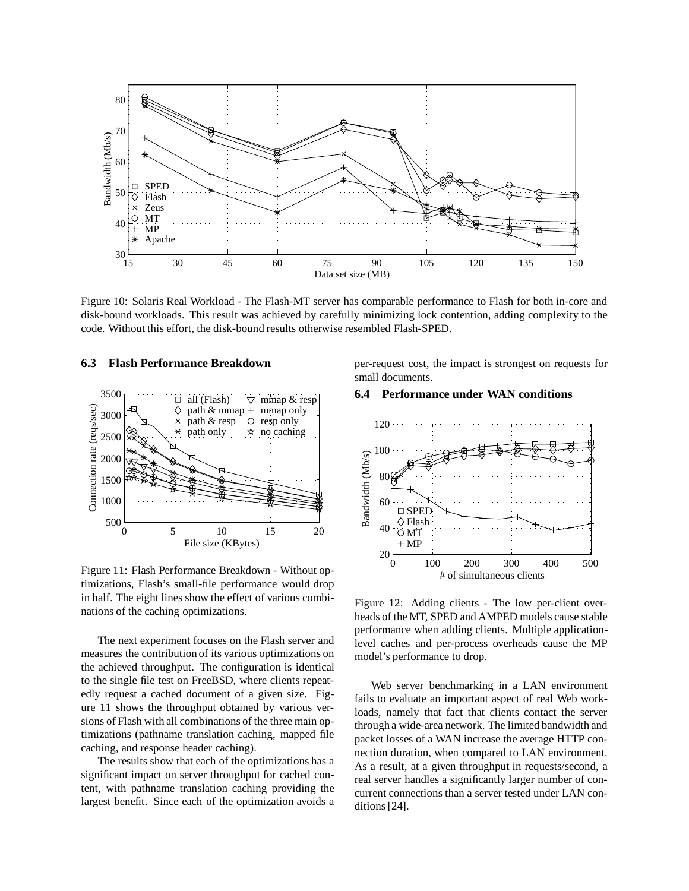Figure 10: Solaris Real Workload - The Flash-MT server has comparable performance to Flash for both in-core and disk-bound workloads. This result was achieved by carefully minimizing lock contention, adding complexity to the code. Without this effort, the disk-bound results otherwise resembled Flash-SPED.

### 6.3 Flash Performance Breakdown

Figure 11: Flash Performance Breakdown - Without optimizations, Flash's small-file performance would drop in half. The eight lines show the effect of various combinations of the caching optimizations.

The next experiment focuses on the Flash server and measures the contribution of its various optimizations on the achieved throughput. The configuration is identical to the single file test on FreeBSD, where clients repeatedly request a cached document of a given size. Figure 11 shows the throughput obtained by various versions of Flash with all combinations of the three main optimizations (pathname translation caching, mapped file caching, and response header caching).

The results show that each of the optimizations has a significant impact on server throughput for cached content, with pathname translation caching providing the largest benefit. Since each of the optimization avoids a per-request cost, the impact is strongest on requests for small documents.

### 6.4 Performance under WAN conditions

Figure 12: Adding clients - The low per-client overheads of the MT, SPED and AMPED models cause stable performance when adding clients. Multiple application-level caches and per-process overheads cause the MP model's performance to drop.

Web server benchmarking in a LAN environment fails to evaluate an important aspect of real Web workloads, namely that fact that clients contact the server through a wide-area network. The limited bandwidth and packet losses of a WAN increase the average HTTP connection duration, when compared to LAN environment. As a result, at a given throughput in requests/second, a real server handles a significantly larger number of concurrent connections than a server tested under LAN conditions [24].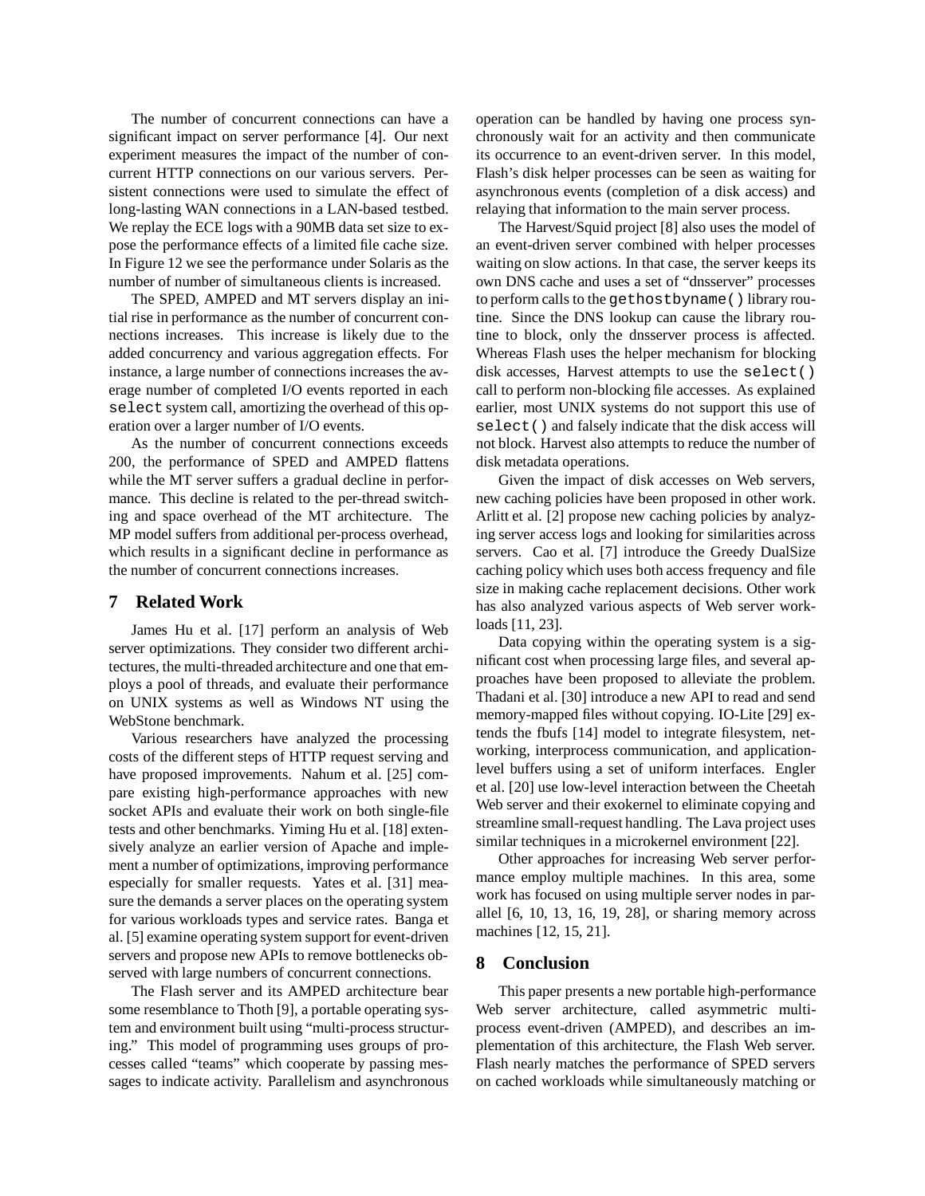The number of concurrent connections can have a significant impact on server performance [4]. Our next experiment measures the impact of the number of concurrent HTTP connections on our various servers. Persistent connections were used to simulate the effect of long-lasting WAN connections in a LAN-based testbed. We replay the ECE logs with a 90MB data set size to expose the performance effects of a limited file cache size. In Figure 12 we see the performance under Solaris as the number of number of simultaneous clients is increased.

The SPED, AMPED and MT servers display an initial rise in performance as the number of concurrent connections increases. This increase is likely due to the added concurrency and various aggregation effects. For instance, a large number of connections increases the average number of completed I/O events reported in each `select` system call, amortizing the overhead of this operation over a larger number of I/O events.

As the number of concurrent connections exceeds 200, the performance of SPED and AMPED flattens while the MT server suffers a gradual decline in performance. This decline is related to the per-thread switching and space overhead of the MT architecture. The MP model suffers from additional per-process overhead, which results in a significant decline in performance as the number of concurrent connections increases.

## 7 Related Work

James Hu et al. [17] perform an analysis of Web server optimizations. They consider two different architectures, the multi-threaded architecture and one that employs a pool of threads, and evaluate their performance on UNIX systems as well as Windows NT using the WebStone benchmark.

Various researchers have analyzed the processing costs of the different steps of HTTP request serving and have proposed improvements. Nahum et al. [25] compare existing high-performance approaches with new socket APIs and evaluate their work on both single-file tests and other benchmarks. Yiming Hu et al. [18] extensively analyze an earlier version of Apache and implement a number of optimizations, improving performance especially for smaller requests. Yates et al. [31] measure the demands a server places on the operating system for various workloads types and service rates. Banga et al. [5] examine operating system support for event-driven servers and propose new APIs to remove bottlenecks observed with large numbers of concurrent connections.

The Flash server and its AMPED architecture bear some resemblance to Thoth [9], a portable operating system and environment built using "multi-process structuring." This model of programming uses groups of processes called "teams" which cooperate by passing messages to indicate activity. Parallelism and asynchronous operation can be handled by having one process synchronously wait for an activity and then communicate its occurrence to an event-driven server. In this model, Flash's disk helper processes can be seen as waiting for asynchronous events (completion of a disk access) and relaying that information to the main server process.

The Harvest/Squid project [8] also uses the model of an event-driven server combined with helper processes waiting on slow actions. In that case, the server keeps its own DNS cache and uses a set of "dnsserver" processes to perform calls to the `gethostbyname()` library routine. Since the DNS lookup can cause the library routine to block, only the dnsserver process is affected. Whereas Flash uses the helper mechanism for blocking disk accesses, Harvest attempts to use the `select()` call to perform non-blocking file accesses. As explained earlier, most UNIX systems do not support this use of `select()` and falsely indicate that the disk access will not block. Harvest also attempts to reduce the number of disk metadata operations.

Given the impact of disk accesses on Web servers, new caching policies have been proposed in other work. Arlitt et al. [2] propose new caching policies by analyzing server access logs and looking for similarities across servers. Cao et al. [7] introduce the Greedy DualSize caching policy which uses both access frequency and file size in making cache replacement decisions. Other work has also analyzed various aspects of Web server workloads [11, 23].

Data copying within the operating system is a significant cost when processing large files, and several approaches have been proposed to alleviate the problem. Thadani et al. [30] introduce a new API to read and send memory-mapped files without copying. IO-Lite [29] extends the fbufs [14] model to integrate filesystem, networking, interprocess communication, and application-level buffers using a set of uniform interfaces. Engler et al. [20] use low-level interaction between the Cheetah Web server and their exokernel to eliminate copying and streamline small-request handling. The Lava project uses similar techniques in a microkernel environment [22].

Other approaches for increasing Web server performance employ multiple machines. In this area, some work has focused on using multiple server nodes in parallel [6, 10, 13, 16, 19, 28], or sharing memory across machines [12, 15, 21].

## 8 Conclusion

This paper presents a new portable high-performance Web server architecture, called asymmetric multi-process event-driven (AMPED), and describes an implementation of this architecture, the Flash Web server. Flash nearly matches the performance of SPED servers on cached workloads while simultaneously matching or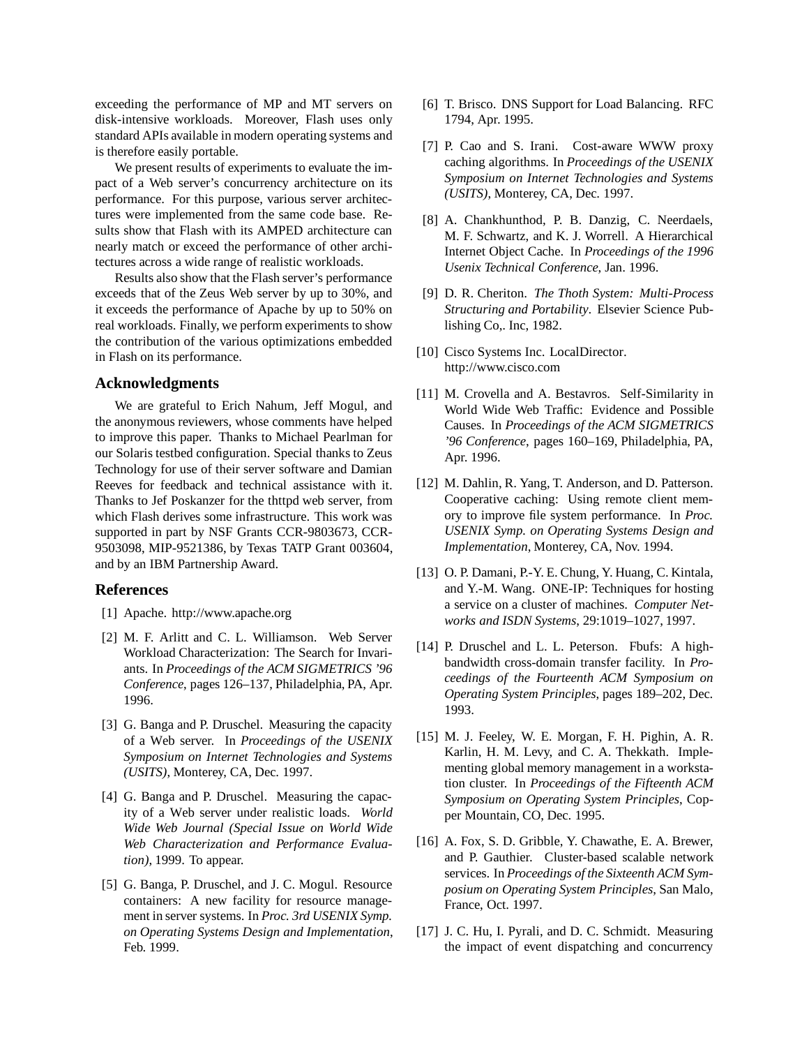exceeding the performance of MP and MT servers on disk-intensive workloads. Moreover, Flash uses only standard APIs available in modern operating systems and is therefore easily portable.

We present results of experiments to evaluate the impact of a Web server's concurrency architecture on its performance. For this purpose, various server architectures were implemented from the same code base. Results show that Flash with its AMPED architecture can nearly match or exceed the performance of other architectures across a wide range of realistic workloads.

Results also show that the Flash server's performance exceeds that of the Zeus Web server by up to 30%, and it exceeds the performance of Apache by up to 50% on real workloads. Finally, we perform experiments to show the contribution of the various optimizations embedded in Flash on its performance.

## Acknowledgments

We are grateful to Erich Nahum, Jeff Mogul, and the anonymous reviewers, whose comments have helped to improve this paper. Thanks to Michael Pearlman for our Solaris testbed configuration. Special thanks to Zeus Technology for use of their server software and Damian Reeves for feedback and technical assistance with it. Thanks to Jef Poskanzer for the thttpd web server, from which Flash derives some infrastructure. This work was supported in part by NSF Grants CCR-9803673, CCR-9503098, MIP-9521386, by Texas TATP Grant 003604, and by an IBM Partnership Award.

## References

[1] Apache. http://www.apache.org

[2] M. F. Arlitt and C. L. Williamson. Web Server Workload Characterization: The Search for Invariants. In *Proceedings of the ACM SIGMETRICS '96 Conference*, pages 126–137, Philadelphia, PA, Apr. 1996.

[3] G. Banga and P. Druschel. Measuring the capacity of a Web server. In *Proceedings of the USENIX Symposium on Internet Technologies and Systems (USITS)*, Monterey, CA, Dec. 1997.

[4] G. Banga and P. Druschel. Measuring the capacity of a Web server under realistic loads. *World Wide Web Journal (Special Issue on World Wide Web Characterization and Performance Evaluation)*, 1999. To appear.

[5] G. Banga, P. Druschel, and J. C. Mogul. Resource containers: A new facility for resource management in server systems. In *Proc. 3rd USENIX Symp. on Operating Systems Design and Implementation*, Feb. 1999.

[6] T. Brisco. DNS Support for Load Balancing. RFC 1794, Apr. 1995.

[7] P. Cao and S. Irani. Cost-aware WWW proxy caching algorithms. In *Proceedings of the USENIX Symposium on Internet Technologies and Systems (USITS)*, Monterey, CA, Dec. 1997.

[8] A. Chankhunthod, P. B. Danzig, C. Neerdaels, M. F. Schwartz, and K. J. Worrell. A Hierarchical Internet Object Cache. In *Proceedings of the 1996 Usenix Technical Conference*, Jan. 1996.

[9] D. R. Cheriton. *The Thoth System: Multi-Process Structuring and Portability*. Elsevier Science Publishing Co,. Inc, 1982.

[10] Cisco Systems Inc. LocalDirector. http://www.cisco.com

[11] M. Crovella and A. Bestavros. Self-Similarity in World Wide Web Traffic: Evidence and Possible Causes. In *Proceedings of the ACM SIGMETRICS '96 Conference*, pages 160–169, Philadelphia, PA, Apr. 1996.

[12] M. Dahlin, R. Yang, T. Anderson, and D. Patterson. Cooperative caching: Using remote client memory to improve file system performance. In *Proc. USENIX Symp. on Operating Systems Design and Implementation*, Monterey, CA, Nov. 1994.

[13] O. P. Damani, P.-Y. E. Chung, Y. Huang, C. Kintala, and Y.-M. Wang. ONE-IP: Techniques for hosting a service on a cluster of machines. *Computer Networks and ISDN Systems*, 29:1019–1027, 1997.

[14] P. Druschel and L. L. Peterson. Fbufs: A high-bandwidth cross-domain transfer facility. In *Proceedings of the Fourteenth ACM Symposium on Operating System Principles*, pages 189–202, Dec. 1993.

[15] M. J. Feeley, W. E. Morgan, F. H. Pighin, A. R. Karlin, H. M. Levy, and C. A. Thekkath. Implementing global memory management in a workstation cluster. In *Proceedings of the Fifteenth ACM Symposium on Operating System Principles*, Copper Mountain, CO, Dec. 1995.

[16] A. Fox, S. D. Gribble, Y. Chawathe, E. A. Brewer, and P. Gauthier. Cluster-based scalable network services. In *Proceedings of the Sixteenth ACM Symposium on Operating System Principles*, San Malo, France, Oct. 1997.

[17] J. C. Hu, I. Pyrali, and D. C. Schmidt. Measuring the impact of event dispatching and concurrency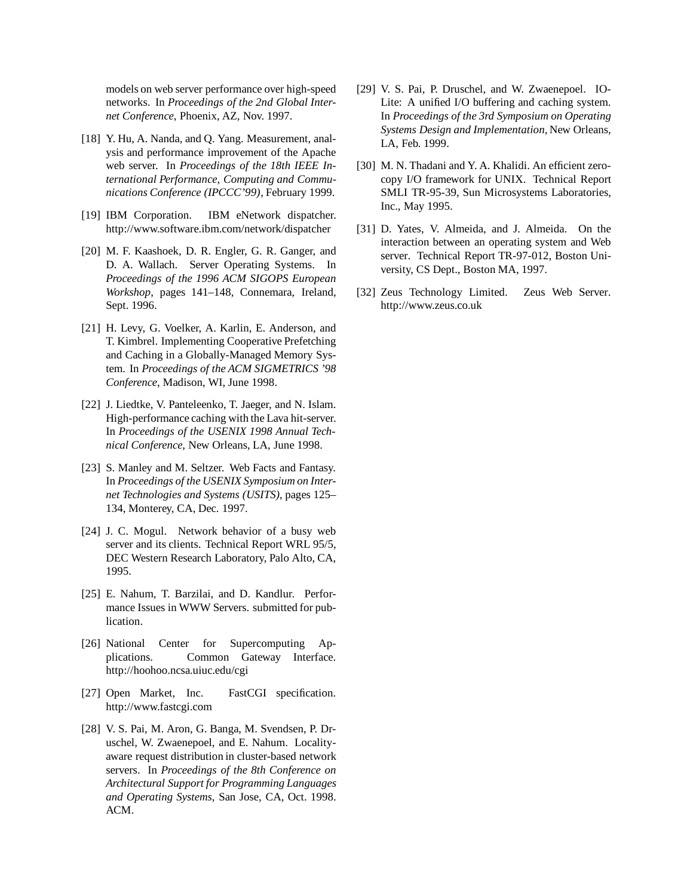models on web server performance over high-speed networks. In *Proceedings of the 2nd Global Internet Conference*, Phoenix, AZ, Nov. 1997.

[18] Y. Hu, A. Nanda, and Q. Yang. Measurement, analysis and performance improvement of the Apache web server. In *Proceedings of the 18th IEEE International Performance, Computing and Communications Conference (IPCCC'99)*, February 1999.

[19] IBM Corporation. IBM eNetwork dispatcher. http://www.software.ibm.com/network/dispatcher

[20] M. F. Kaashoek, D. R. Engler, G. R. Ganger, and D. A. Wallach. Server Operating Systems. In *Proceedings of the 1996 ACM SIGOPS European Workshop*, pages 141–148, Connemara, Ireland, Sept. 1996.

[21] H. Levy, G. Voelker, A. Karlin, E. Anderson, and T. Kimbrel. Implementing Cooperative Prefetching and Caching in a Globally-Managed Memory System. In *Proceedings of the ACM SIGMETRICS '98 Conference*, Madison, WI, June 1998.

[22] J. Liedtke, V. Panteleenko, T. Jaeger, and N. Islam. High-performance caching with the Lava hit-server. In *Proceedings of the USENIX 1998 Annual Technical Conference*, New Orleans, LA, June 1998.

[23] S. Manley and M. Seltzer. Web Facts and Fantasy. In *Proceedings of the USENIX Symposium on Internet Technologies and Systems (USITS)*, pages 125–134, Monterey, CA, Dec. 1997.

[24] J. C. Mogul. Network behavior of a busy web server and its clients. Technical Report WRL 95/5, DEC Western Research Laboratory, Palo Alto, CA, 1995.

[25] E. Nahum, T. Barzilai, and D. Kandlur. Performance Issues in WWW Servers. submitted for publication.

[26] National Center for Supercomputing Applications. Common Gateway Interface. http://hoohoo.ncsa.uiuc.edu/cgi

[27] Open Market, Inc. FastCGI specification. http://www.fastcgi.com

[28] V. S. Pai, M. Aron, G. Banga, M. Svendsen, P. Druschel, W. Zwaenepoel, and E. Nahum. Locality-aware request distribution in cluster-based network servers. In *Proceedings of the 8th Conference on Architectural Support for Programming Languages and Operating Systems*, San Jose, CA, Oct. 1998. ACM.

[29] V. S. Pai, P. Druschel, and W. Zwaenepoel. IO-Lite: A unified I/O buffering and caching system. In *Proceedings of the 3rd Symposium on Operating Systems Design and Implementation*, New Orleans, LA, Feb. 1999.

[30] M. N. Thadani and Y. A. Khalidi. An efficient zero-copy I/O framework for UNIX. Technical Report SMLI TR-95-39, Sun Microsystems Laboratories, Inc., May 1995.

[31] D. Yates, V. Almeida, and J. Almeida. On the interaction between an operating system and Web server. Technical Report TR-97-012, Boston University, CS Dept., Boston MA, 1997.

[32] Zeus Technology Limited. Zeus Web Server. http://www.zeus.co.uk